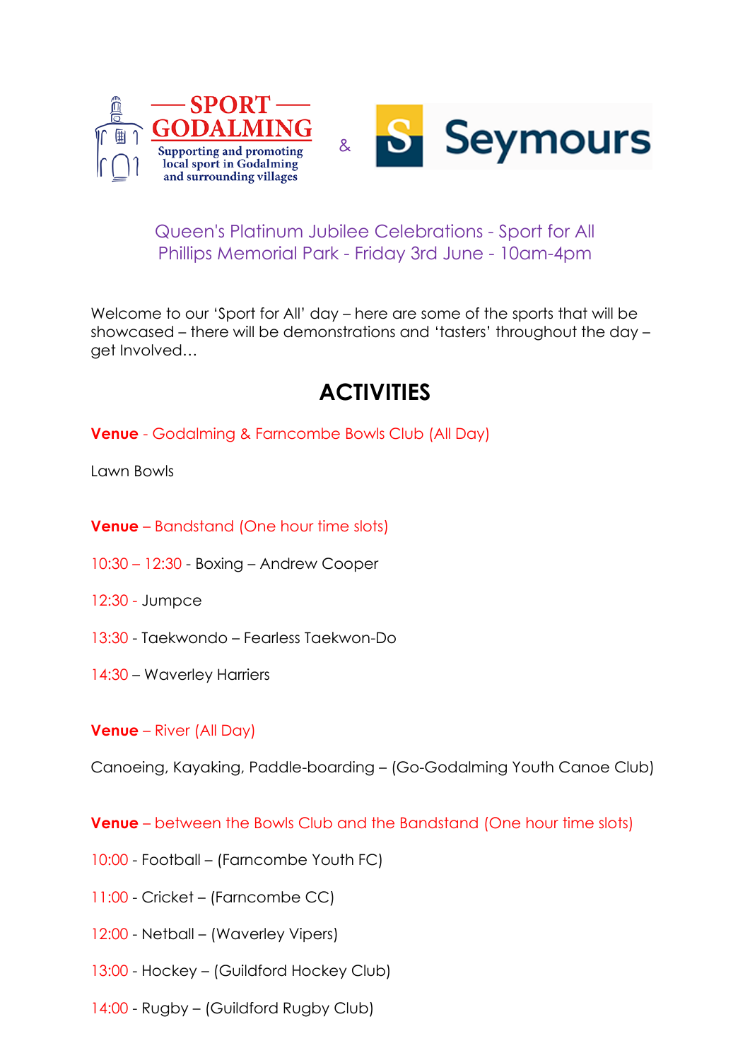SPORT GODALMING

Supporting and promoting local sport in Godalming and surrounding villages

&

Seymours

Queen's Platinum Jubilee Celebrations - Sport for All
Phillips Memorial Park - Friday 3rd June - 10am-4pm

Welcome to our 'Sport for All' day – here are some of the sports that will be showcased – there will be demonstrations and 'tasters' throughout the day – get Involved…

## ACTIVITIES

**Venue** - Godalming & Farncombe Bowls Club (All Day)

Lawn Bowls

**Venue** – Bandstand (One hour time slots)

10:30 – 12:30 - Boxing – Andrew Cooper

12:30 - Jumpce

13:30 - Taekwondo – Fearless Taekwon-Do

14:30 – Waverley Harriers

**Venue** – River (All Day)

Canoeing, Kayaking, Paddle-boarding – (Go-Godalming Youth Canoe Club)

**Venue** – between the Bowls Club and the Bandstand (One hour time slots)

10:00 - Football – (Farncombe Youth FC)

11:00 - Cricket – (Farncombe CC)

12:00 - Netball – (Waverley Vipers)

13:00 - Hockey – (Guildford Hockey Club)

14:00 - Rugby – (Guildford Rugby Club)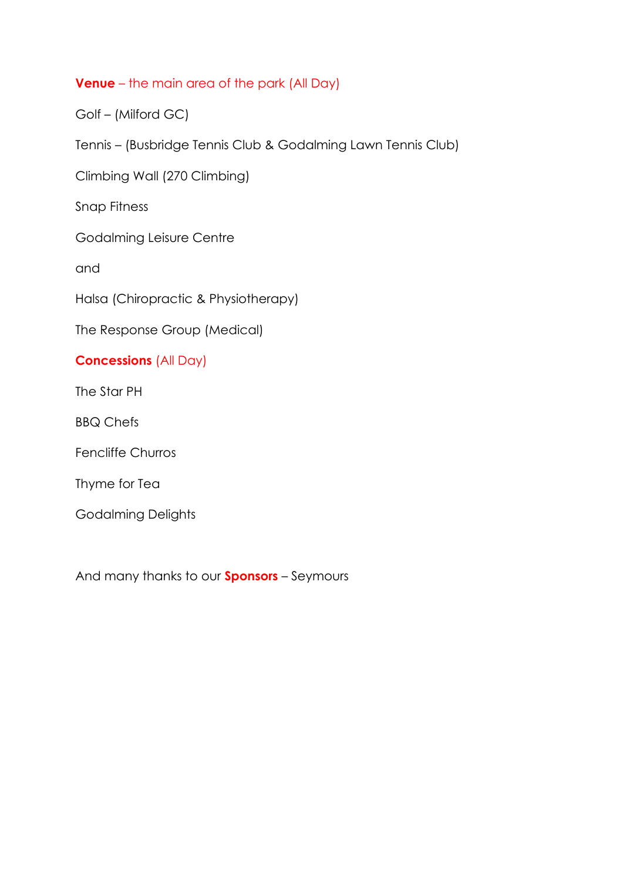**Venue** – the main area of the park (All Day)

Golf – (Milford GC)

Tennis – (Busbridge Tennis Club & Godalming Lawn Tennis Club)

Climbing Wall (270 Climbing)

Snap Fitness

Godalming Leisure Centre

and

Halsa (Chiropractic & Physiotherapy)

The Response Group (Medical)

**Concessions** (All Day)

The Star PH

BBQ Chefs

Fencliffe Churros

Thyme for Tea

Godalming Delights

And many thanks to our **Sponsors** – Seymours